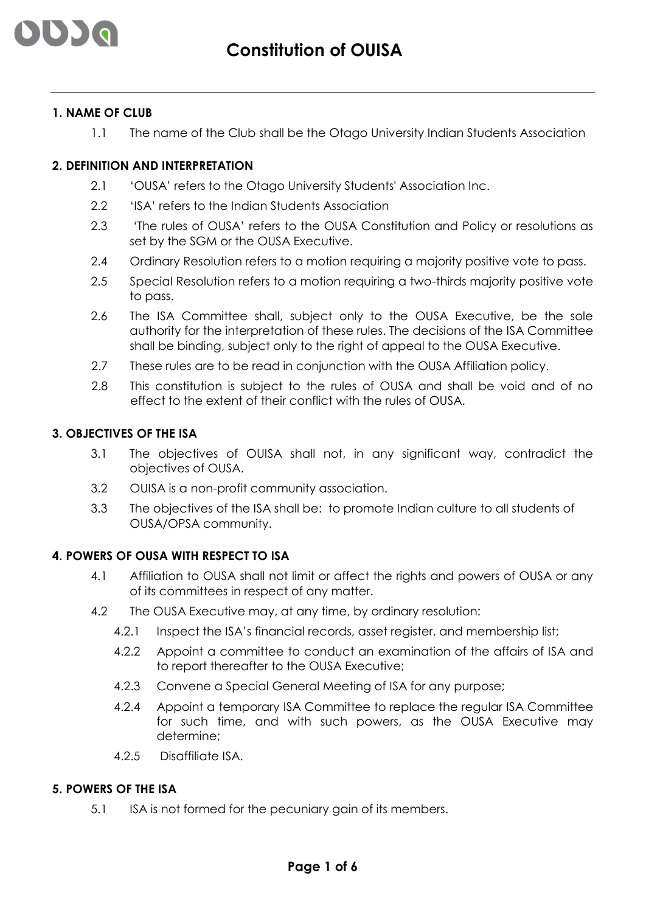# Constitution of OUISA

## 1. NAME OF CLUB

1.1 The name of the Club shall be the Otago University Indian Students Association

## 2. DEFINITION AND INTERPRETATION

2.1 'OUSA' refers to the Otago University Students' Association Inc.

2.2 'ISA' refers to the Indian Students Association

2.3 'The rules of OUSA' refers to the OUSA Constitution and Policy or resolutions as set by the SGM or the OUSA Executive.

2.4 Ordinary Resolution refers to a motion requiring a majority positive vote to pass.

2.5 Special Resolution refers to a motion requiring a two-thirds majority positive vote to pass.

2.6 The ISA Committee shall, subject only to the OUSA Executive, be the sole authority for the interpretation of these rules. The decisions of the ISA Committee shall be binding, subject only to the right of appeal to the OUSA Executive.

2.7 These rules are to be read in conjunction with the OUSA Affiliation policy.

2.8 This constitution is subject to the rules of OUSA and shall be void and of no effect to the extent of their conflict with the rules of OUSA.

## 3. OBJECTIVES OF THE ISA

3.1 The objectives of OUISA shall not, in any significant way, contradict the objectives of OUSA.

3.2 OUISA is a non-profit community association.

3.3 The objectives of the ISA shall be: to promote Indian culture to all students of OUSA/OPSA community.

## 4. POWERS OF OUSA WITH RESPECT TO ISA

4.1 Affiliation to OUSA shall not limit or affect the rights and powers of OUSA or any of its committees in respect of any matter.

4.2 The OUSA Executive may, at any time, by ordinary resolution:

- 4.2.1 Inspect the ISA's financial records, asset register, and membership list;
- 4.2.2 Appoint a committee to conduct an examination of the affairs of ISA and to report thereafter to the OUSA Executive;
- 4.2.3 Convene a Special General Meeting of ISA for any purpose;
- 4.2.4 Appoint a temporary ISA Committee to replace the regular ISA Committee for such time, and with such powers, as the OUSA Executive may determine;
- 4.2.5 Disaffiliate ISA.

## 5. POWERS OF THE ISA

5.1 ISA is not formed for the pecuniary gain of its members.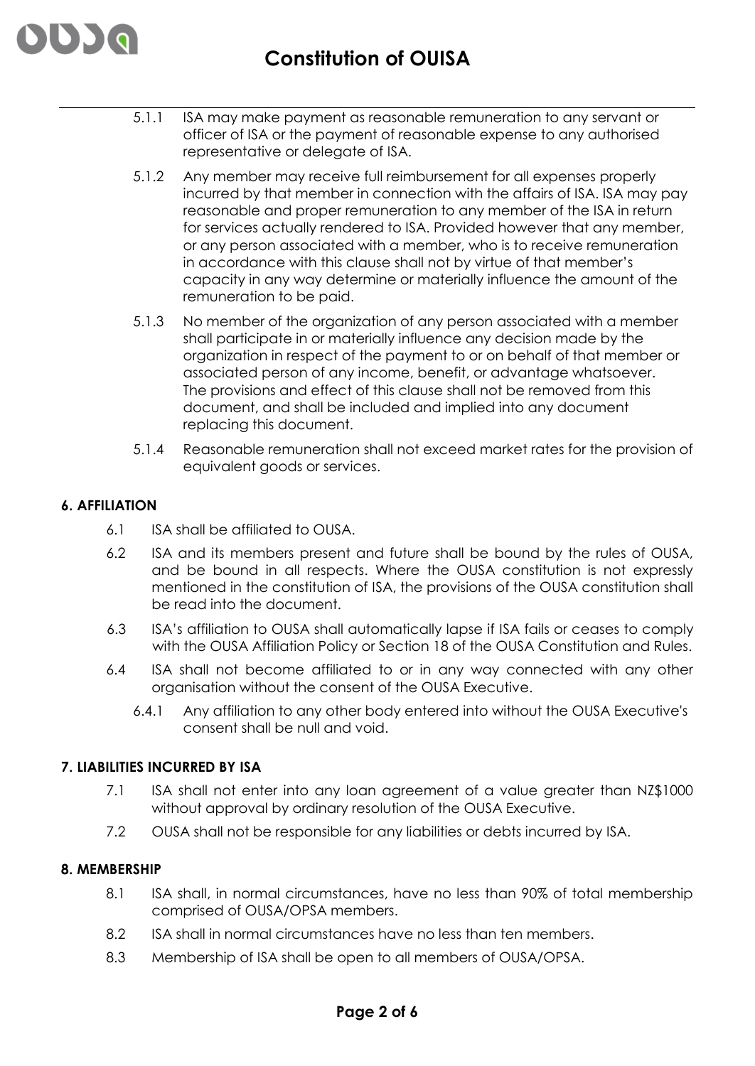5.1.1 ISA may make payment as reasonable remuneration to any servant or officer of ISA or the payment of reasonable expense to any authorised representative or delegate of ISA.

5.1.2 Any member may receive full reimbursement for all expenses properly incurred by that member in connection with the affairs of ISA. ISA may pay reasonable and proper remuneration to any member of the ISA in return for services actually rendered to ISA. Provided however that any member, or any person associated with a member, who is to receive remuneration in accordance with this clause shall not by virtue of that member's capacity in any way determine or materially influence the amount of the remuneration to be paid.

5.1.3 No member of the organization of any person associated with a member shall participate in or materially influence any decision made by the organization in respect of the payment to or on behalf of that member or associated person of any income, benefit, or advantage whatsoever. The provisions and effect of this clause shall not be removed from this document, and shall be included and implied into any document replacing this document.

5.1.4 Reasonable remuneration shall not exceed market rates for the provision of equivalent goods or services.

## 6. AFFILIATION

6.1 ISA shall be affiliated to OUSA.

6.2 ISA and its members present and future shall be bound by the rules of OUSA, and be bound in all respects. Where the OUSA constitution is not expressly mentioned in the constitution of ISA, the provisions of the OUSA constitution shall be read into the document.

6.3 ISA's affiliation to OUSA shall automatically lapse if ISA fails or ceases to comply with the OUSA Affiliation Policy or Section 18 of the OUSA Constitution and Rules.

6.4 ISA shall not become affiliated to or in any way connected with any other organisation without the consent of the OUSA Executive.

6.4.1 Any affiliation to any other body entered into without the OUSA Executive's consent shall be null and void.

## 7. LIABILITIES INCURRED BY ISA

7.1 ISA shall not enter into any loan agreement of a value greater than NZ$1000 without approval by ordinary resolution of the OUSA Executive.

7.2 OUSA shall not be responsible for any liabilities or debts incurred by ISA.

## 8. MEMBERSHIP

8.1 ISA shall, in normal circumstances, have no less than 90% of total membership comprised of OUSA/OPSA members.

8.2 ISA shall in normal circumstances have no less than ten members.

8.3 Membership of ISA shall be open to all members of OUSA/OPSA.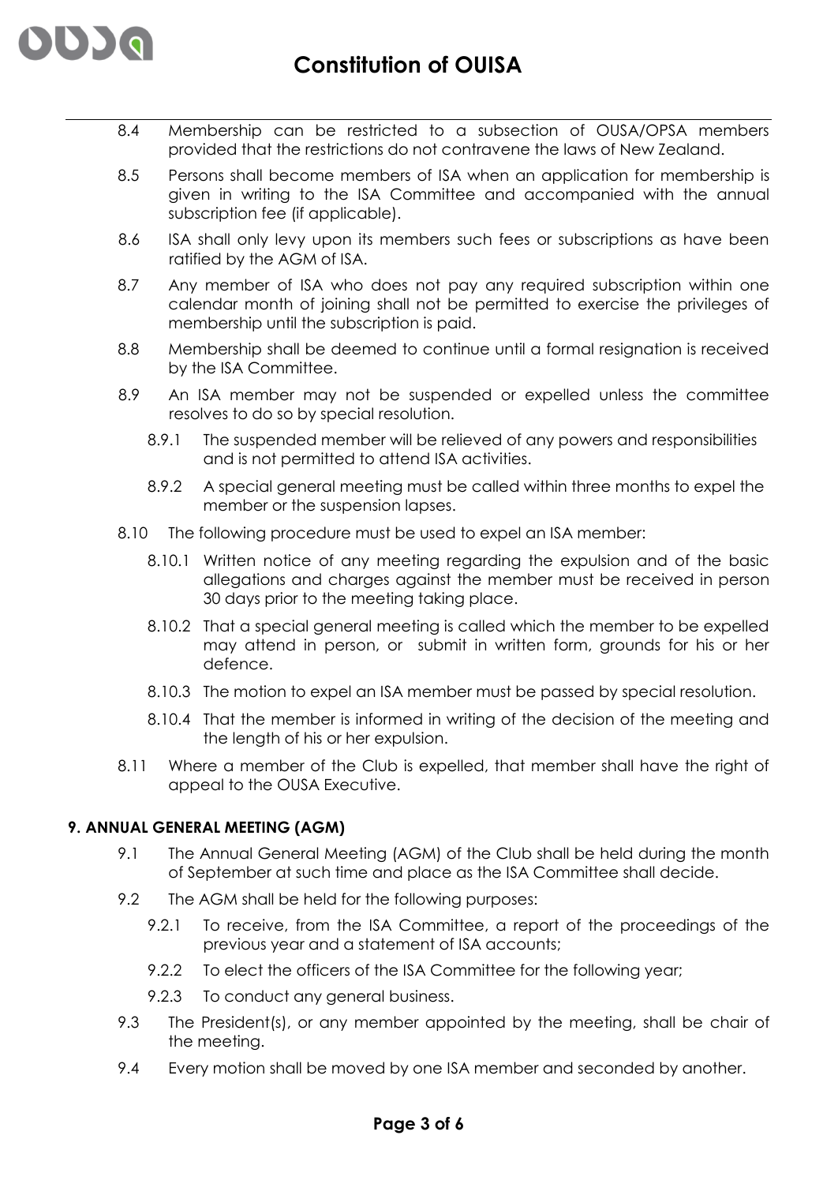8.4 Membership can be restricted to a subsection of OUSA/OPSA members provided that the restrictions do not contravene the laws of New Zealand.

8.5 Persons shall become members of ISA when an application for membership is given in writing to the ISA Committee and accompanied with the annual subscription fee (if applicable).

8.6 ISA shall only levy upon its members such fees or subscriptions as have been ratified by the AGM of ISA.

8.7 Any member of ISA who does not pay any required subscription within one calendar month of joining shall not be permitted to exercise the privileges of membership until the subscription is paid.

8.8 Membership shall be deemed to continue until a formal resignation is received by the ISA Committee.

8.9 An ISA member may not be suspended or expelled unless the committee resolves to do so by special resolution.

- 8.9.1 The suspended member will be relieved of any powers and responsibilities and is not permitted to attend ISA activities.
- 8.9.2 A special general meeting must be called within three months to expel the member or the suspension lapses.

8.10 The following procedure must be used to expel an ISA member:

- 8.10.1 Written notice of any meeting regarding the expulsion and of the basic allegations and charges against the member must be received in person 30 days prior to the meeting taking place.
- 8.10.2 That a special general meeting is called which the member to be expelled may attend in person, or submit in written form, grounds for his or her defence.
- 8.10.3 The motion to expel an ISA member must be passed by special resolution.
- 8.10.4 That the member is informed in writing of the decision of the meeting and the length of his or her expulsion.

8.11 Where a member of the Club is expelled, that member shall have the right of appeal to the OUSA Executive.

## 9. ANNUAL GENERAL MEETING (AGM)

9.1 The Annual General Meeting (AGM) of the Club shall be held during the month of September at such time and place as the ISA Committee shall decide.

9.2 The AGM shall be held for the following purposes:

- 9.2.1 To receive, from the ISA Committee, a report of the proceedings of the previous year and a statement of ISA accounts;
- 9.2.2 To elect the officers of the ISA Committee for the following year;
- 9.2.3 To conduct any general business.

9.3 The President(s), or any member appointed by the meeting, shall be chair of the meeting.

9.4 Every motion shall be moved by one ISA member and seconded by another.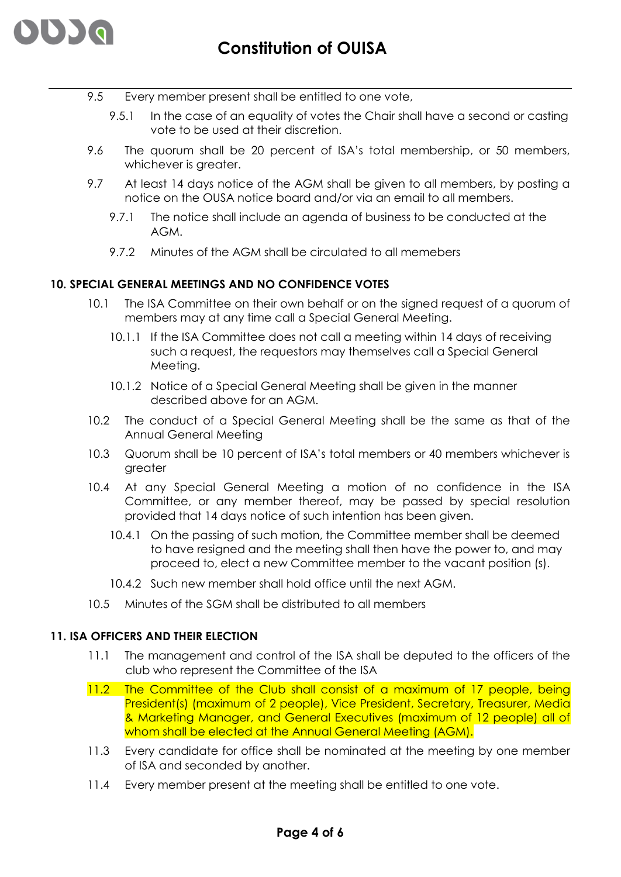9.5 Every member present shall be entitled to one vote,

9.5.1 In the case of an equality of votes the Chair shall have a second or casting vote to be used at their discretion.

9.6 The quorum shall be 20 percent of ISA's total membership, or 50 members, whichever is greater.

9.7 At least 14 days notice of the AGM shall be given to all members, by posting a notice on the OUSA notice board and/or via an email to all members.

9.7.1 The notice shall include an agenda of business to be conducted at the AGM.

9.7.2 Minutes of the AGM shall be circulated to all memebers

## 10. SPECIAL GENERAL MEETINGS AND NO CONFIDENCE VOTES

10.1 The ISA Committee on their own behalf or on the signed request of a quorum of members may at any time call a Special General Meeting.

10.1.1 If the ISA Committee does not call a meeting within 14 days of receiving such a request, the requestors may themselves call a Special General Meeting.

10.1.2 Notice of a Special General Meeting shall be given in the manner described above for an AGM.

10.2 The conduct of a Special General Meeting shall be the same as that of the Annual General Meeting

10.3 Quorum shall be 10 percent of ISA's total members or 40 members whichever is greater

10.4 At any Special General Meeting a motion of no confidence in the ISA Committee, or any member thereof, may be passed by special resolution provided that 14 days notice of such intention has been given.

10.4.1 On the passing of such motion, the Committee member shall be deemed to have resigned and the meeting shall then have the power to, and may proceed to, elect a new Committee member to the vacant position (s).

10.4.2 Such new member shall hold office until the next AGM.

10.5 Minutes of the SGM shall be distributed to all members

## 11. ISA OFFICERS AND THEIR ELECTION

11.1 The management and control of the ISA shall be deputed to the officers of the club who represent the Committee of the ISA

11.2 The Committee of the Club shall consist of a maximum of 17 people, being President(s) (maximum of 2 people), Vice President, Secretary, Treasurer, Media & Marketing Manager, and General Executives (maximum of 12 people) all of whom shall be elected at the Annual General Meeting (AGM).

11.3 Every candidate for office shall be nominated at the meeting by one member of ISA and seconded by another.

11.4 Every member present at the meeting shall be entitled to one vote.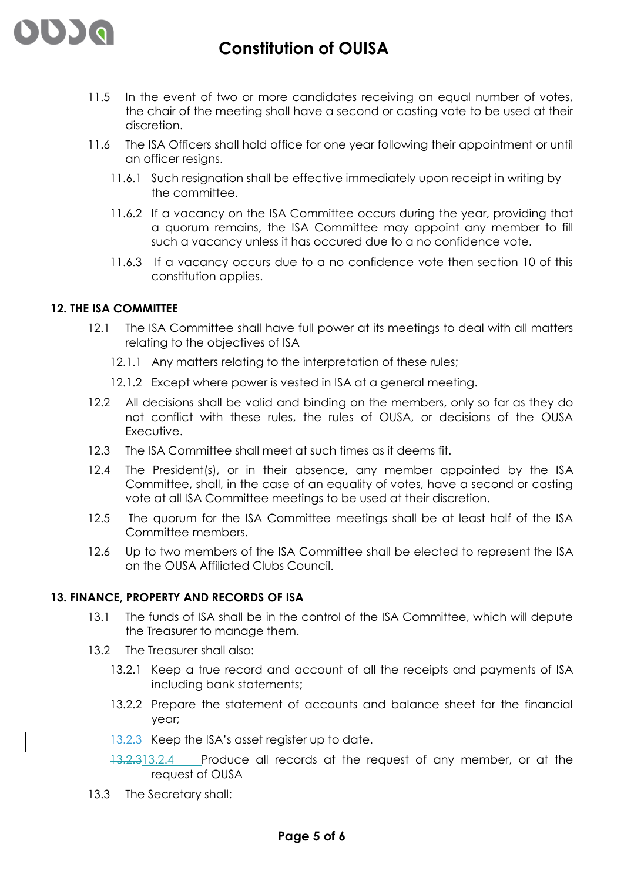11.5 In the event of two or more candidates receiving an equal number of votes, the chair of the meeting shall have a second or casting vote to be used at their discretion.

11.6 The ISA Officers shall hold office for one year following their appointment or until an officer resigns.

11.6.1 Such resignation shall be effective immediately upon receipt in writing by the committee.

11.6.2 If a vacancy on the ISA Committee occurs during the year, providing that a quorum remains, the ISA Committee may appoint any member to fill such a vacancy unless it has occured due to a no confidence vote.

11.6.3 If a vacancy occurs due to a no confidence vote then section 10 of this constitution applies.

## 12. THE ISA COMMITTEE

12.1 The ISA Committee shall have full power at its meetings to deal with all matters relating to the objectives of ISA

12.1.1 Any matters relating to the interpretation of these rules;

12.1.2 Except where power is vested in ISA at a general meeting.

12.2 All decisions shall be valid and binding on the members, only so far as they do not conflict with these rules, the rules of OUSA, or decisions of the OUSA Executive.

12.3 The ISA Committee shall meet at such times as it deems fit.

12.4 The President(s), or in their absence, any member appointed by the ISA Committee, shall, in the case of an equality of votes, have a second or casting vote at all ISA Committee meetings to be used at their discretion.

12.5 The quorum for the ISA Committee meetings shall be at least half of the ISA Committee members.

12.6 Up to two members of the ISA Committee shall be elected to represent the ISA on the OUSA Affiliated Clubs Council.

## 13. FINANCE, PROPERTY AND RECORDS OF ISA

13.1 The funds of ISA shall be in the control of the ISA Committee, which will depute the Treasurer to manage them.

13.2 The Treasurer shall also:

13.2.1 Keep a true record and account of all the receipts and payments of ISA including bank statements;

13.2.2 Prepare the statement of accounts and balance sheet for the financial year;

13.2.3 Keep the ISA's asset register up to date.

~~13.2.3~~13.2.4 Produce all records at the request of any member, or at the request of OUSA

13.3 The Secretary shall: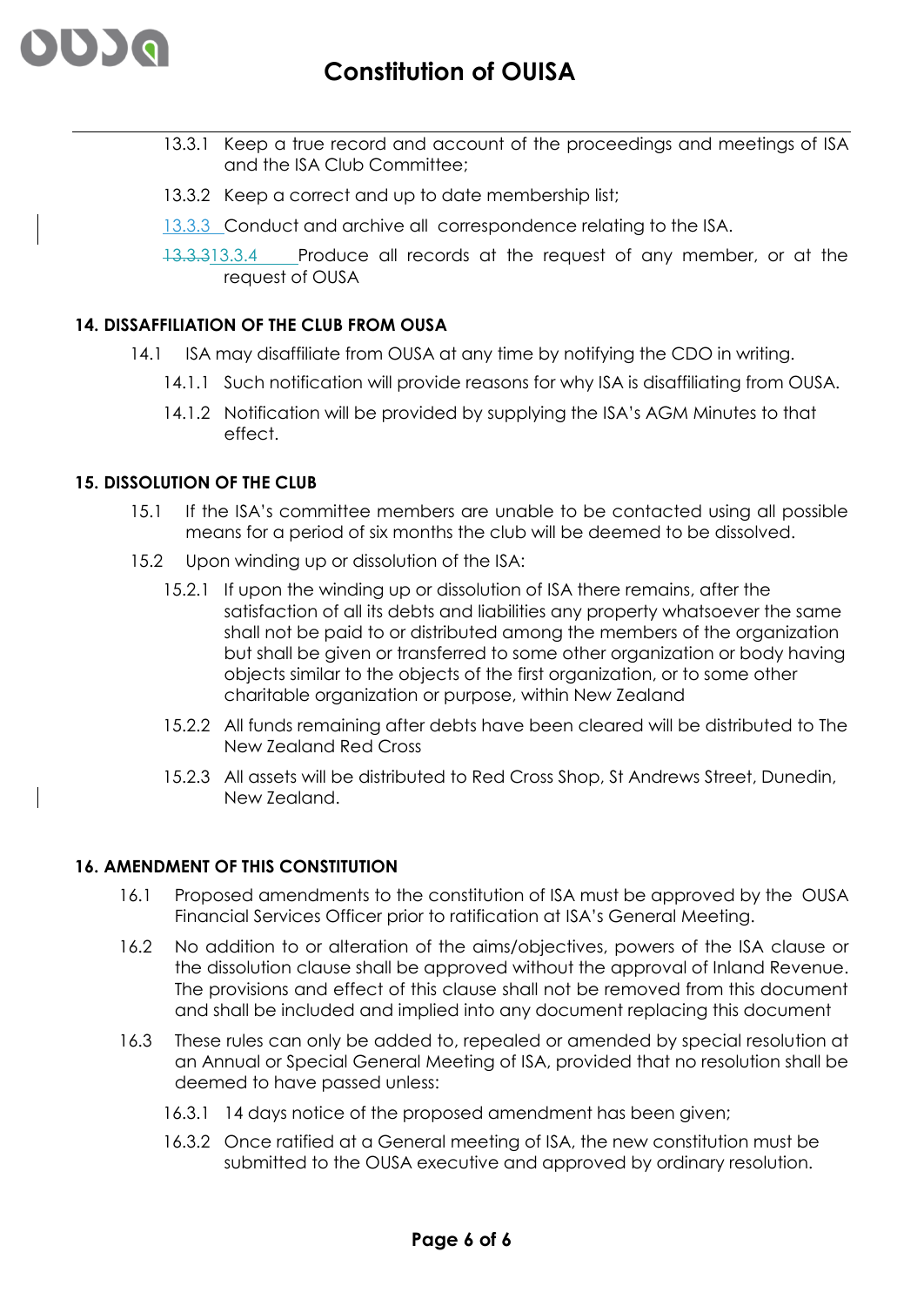13.3.1 Keep a true record and account of the proceedings and meetings of ISA and the ISA Club Committee;

13.3.2 Keep a correct and up to date membership list;

13.3.3 Conduct and archive all correspondence relating to the ISA.

~~13.3.3~~13.3.4 Produce all records at the request of any member, or at the request of OUSA

### 14. DISSAFFILIATION OF THE CLUB FROM OUSA

14.1 ISA may disaffiliate from OUSA at any time by notifying the CDO in writing.

14.1.1 Such notification will provide reasons for why ISA is disaffiliating from OUSA.

14.1.2 Notification will be provided by supplying the ISA's AGM Minutes to that effect.

### 15. DISSOLUTION OF THE CLUB

15.1 If the ISA's committee members are unable to be contacted using all possible means for a period of six months the club will be deemed to be dissolved.

15.2 Upon winding up or dissolution of the ISA:

15.2.1 If upon the winding up or dissolution of ISA there remains, after the satisfaction of all its debts and liabilities any property whatsoever the same shall not be paid to or distributed among the members of the organization but shall be given or transferred to some other organization or body having objects similar to the objects of the first organization, or to some other charitable organization or purpose, within New Zealand

15.2.2 All funds remaining after debts have been cleared will be distributed to The New Zealand Red Cross

15.2.3 All assets will be distributed to Red Cross Shop, St Andrews Street, Dunedin, New Zealand.

### 16. AMENDMENT OF THIS CONSTITUTION

16.1 Proposed amendments to the constitution of ISA must be approved by the OUSA Financial Services Officer prior to ratification at ISA's General Meeting.

16.2 No addition to or alteration of the aims/objectives, powers of the ISA clause or the dissolution clause shall be approved without the approval of Inland Revenue. The provisions and effect of this clause shall not be removed from this document and shall be included and implied into any document replacing this document

16.3 These rules can only be added to, repealed or amended by special resolution at an Annual or Special General Meeting of ISA, provided that no resolution shall be deemed to have passed unless:

16.3.1 14 days notice of the proposed amendment has been given;

16.3.2 Once ratified at a General meeting of ISA, the new constitution must be submitted to the OUSA executive and approved by ordinary resolution.